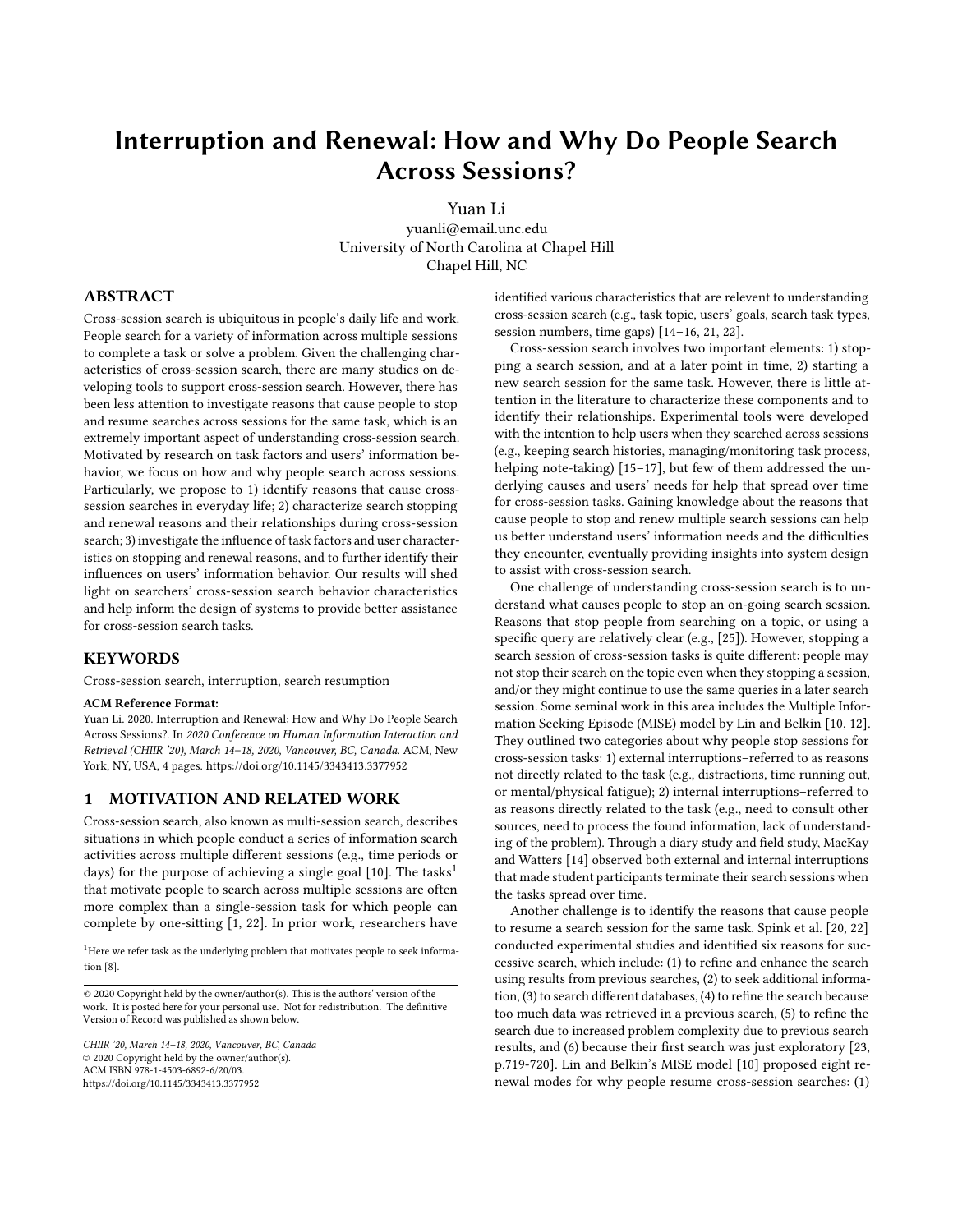# Interruption and Renewal: How and Why Do People Search Across Sessions?

Yuan Li
yuanli@email.unc.edu
University of North Carolina at Chapel Hill
Chapel Hill, NC

## ABSTRACT

Cross-session search is ubiquitous in people's daily life and work. People search for a variety of information across multiple sessions to complete a task or solve a problem. Given the challenging characteristics of cross-session search, there are many studies on developing tools to support cross-session search. However, there has been less attention to investigate reasons that cause people to stop and resume searches across sessions for the same task, which is an extremely important aspect of understanding cross-session search. Motivated by research on task factors and users' information behavior, we focus on how and why people search across sessions. Particularly, we propose to 1) identify reasons that cause cross-session searches in everyday life; 2) characterize search stopping and renewal reasons and their relationships during cross-session search; 3) investigate the influence of task factors and user characteristics on stopping and renewal reasons, and to further identify their influences on users' information behavior. Our results will shed light on searchers' cross-session search behavior characteristics and help inform the design of systems to provide better assistance for cross-session search tasks.

## KEYWORDS

Cross-session search, interruption, search resumption

**ACM Reference Format:**
Yuan Li. 2020. Interruption and Renewal: How and Why Do People Search Across Sessions?. In *2020 Conference on Human Information Interaction and Retrieval (CHIIR '20), March 14–18, 2020, Vancouver, BC, Canada.* ACM, New York, NY, USA, 4 pages. https://doi.org/10.1145/3343413.3377952

## 1 MOTIVATION AND RELATED WORK

Cross-session search, also known as multi-session search, describes situations in which people conduct a series of information search activities across multiple different sessions (e.g., time periods or days) for the purpose of achieving a single goal [10]. The tasks[1] that motivate people to search across multiple sessions are often more complex than a single-session task for which people can complete by one-sitting [1, 22]. In prior work, researchers have identified various characteristics that are relevent to understanding cross-session search (e.g., task topic, users' goals, search task types, session numbers, time gaps) [14–16, 21, 22].

Cross-session search involves two important elements: 1) stopping a search session, and at a later point in time, 2) starting a new search session for the same task. However, there is little attention in the literature to characterize these components and to identify their relationships. Experimental tools were developed with the intention to help users when they searched across sessions (e.g., keeping search histories, managing/monitoring task process, helping note-taking) [15–17], but few of them addressed the underlying causes and users' needs for help that spread over time for cross-session tasks. Gaining knowledge about the reasons that cause people to stop and renew multiple search sessions can help us better understand users' information needs and the difficulties they encounter, eventually providing insights into system design to assist with cross-session search.

One challenge of understanding cross-session search is to understand what causes people to stop an on-going search session. Reasons that stop people from searching on a topic, or using a specific query are relatively clear (e.g., [25]). However, stopping a search session of cross-session tasks is quite different: people may not stop their search on the topic even when they stopping a session, and/or they might continue to use the same queries in a later search session. Some seminal work in this area includes the Multiple Information Seeking Episode (MISE) model by Lin and Belkin [10, 12]. They outlined two categories about why people stop sessions for cross-session tasks: 1) external interruptions–referred to as reasons not directly related to the task (e.g., distractions, time running out, or mental/physical fatigue); 2) internal interruptions–referred to as reasons directly related to the task (e.g., need to consult other sources, need to process the found information, lack of understanding of the problem). Through a diary study and field study, MacKay and Watters [14] observed both external and internal interruptions that made student participants terminate their search sessions when the tasks spread over time.

Another challenge is to identify the reasons that cause people to resume a search session for the same task. Spink et al. [20, 22] conducted experimental studies and identified six reasons for successive search, which include: (1) to refine and enhance the search using results from previous searches, (2) to seek additional information, (3) to search different databases, (4) to refine the search because too much data was retrieved in a previous search, (5) to refine the search due to increased problem complexity due to previous search results, and (6) because their first search was just exploratory [23, p.719-720]. Lin and Belkin's MISE model [10] proposed eight renewal modes for why people resume cross-session searches: (1)

---

[1] Here we refer task as the underlying problem that motivates people to seek information [8].

© 2020 Copyright held by the owner/author(s). This is the authors' version of the work. It is posted here for your personal use. Not for redistribution. The definitive Version of Record was published as shown below.

*CHIIR '20, March 14–18, 2020, Vancouver, BC, Canada*
© 2020 Copyright held by the owner/author(s).
ACM ISBN 978-1-4503-6892-6/20/03.
https://doi.org/10.1145/3343413.3377952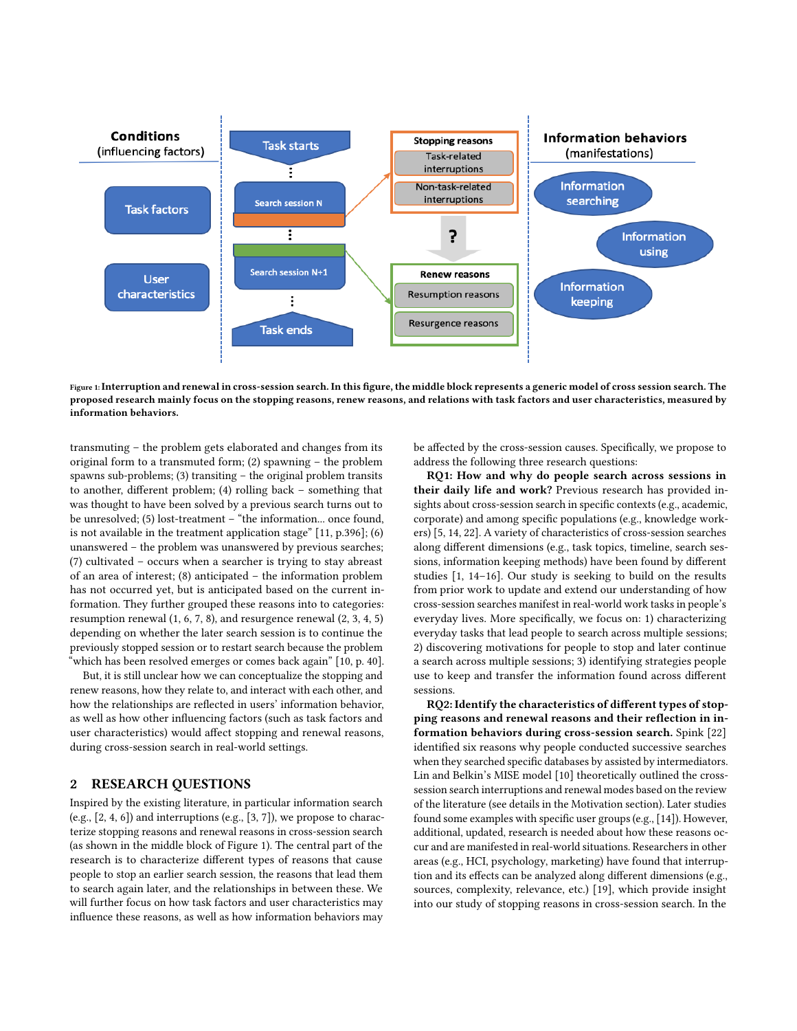Figure 1: Interruption and renewal in cross-session search. In this figure, the middle block represents a generic model of cross session search. The proposed research mainly focus on the stopping reasons, renew reasons, and relations with task factors and user characteristics, measured by information behaviors.

transmuting – the problem gets elaborated and changes from its original form to a transmuted form; (2) spawning – the problem spawns sub-problems; (3) transiting – the original problem transits to another, different problem; (4) rolling back – something that was thought to have been solved by a previous search turns out to be unresolved; (5) lost-treatment – "the information... once found, is not available in the treatment application stage" [11, p.396]; (6) unanswered – the problem was unanswered by previous searches; (7) cultivated – occurs when a searcher is trying to stay abreast of an area of interest; (8) anticipated – the information problem has not occurred yet, but is anticipated based on the current information. They further grouped these reasons into to categories: resumption renewal (1, 6, 7, 8), and resurgence renewal (2, 3, 4, 5) depending on whether the later search session is to continue the previously stopped session or to restart search because the problem "which has been resolved emerges or comes back again" [10, p. 40].

But, it is still unclear how we can conceptualize the stopping and renew reasons, how they relate to, and interact with each other, and how the relationships are reflected in users' information behavior, as well as how other influencing factors (such as task factors and user characteristics) would affect stopping and renewal reasons, during cross-session search in real-world settings.

## 2 RESEARCH QUESTIONS

Inspired by the existing literature, in particular information search (e.g., [2, 4, 6]) and interruptions (e.g., [3, 7]), we propose to characterize stopping reasons and renewal reasons in cross-session search (as shown in the middle block of Figure 1). The central part of the research is to characterize different types of reasons that cause people to stop an earlier search session, the reasons that lead them to search again later, and the relationships in between these. We will further focus on how task factors and user characteristics may influence these reasons, as well as how information behaviors may be affected by the cross-session causes. Specifically, we propose to address the following three research questions:

**RQ1: How and why do people search across sessions in their daily life and work?** Previous research has provided insights about cross-session search in specific contexts (e.g., academic, corporate) and among specific populations (e.g., knowledge workers) [5, 14, 22]. A variety of characteristics of cross-session searches along different dimensions (e.g., task topics, timeline, search sessions, information keeping methods) have been found by different studies [1, 14–16]. Our study is seeking to build on the results from prior work to update and extend our understanding of how cross-session searches manifest in real-world work tasks in people's everyday lives. More specifically, we focus on: 1) characterizing everyday tasks that lead people to search across multiple sessions; 2) discovering motivations for people to stop and later continue a search across multiple sessions; 3) identifying strategies people use to keep and transfer the information found across different sessions.

**RQ2: Identify the characteristics of different types of stopping reasons and renewal reasons and their reflection in information behaviors during cross-session search.** Spink [22] identified six reasons why people conducted successive searches when they searched specific databases by assisted by intermediators. Lin and Belkin's MISE model [10] theoretically outlined the cross-session search interruptions and renewal modes based on the review of the literature (see details in the Motivation section). Later studies found some examples with specific user groups (e.g., [14]). However, additional, updated, research is needed about how these reasons occur and are manifested in real-world situations. Researchers in other areas (e.g., HCI, psychology, marketing) have found that interruption and its effects can be analyzed along different dimensions (e.g., sources, complexity, relevance, etc.) [19], which provide insight into our study of stopping reasons in cross-session search. In the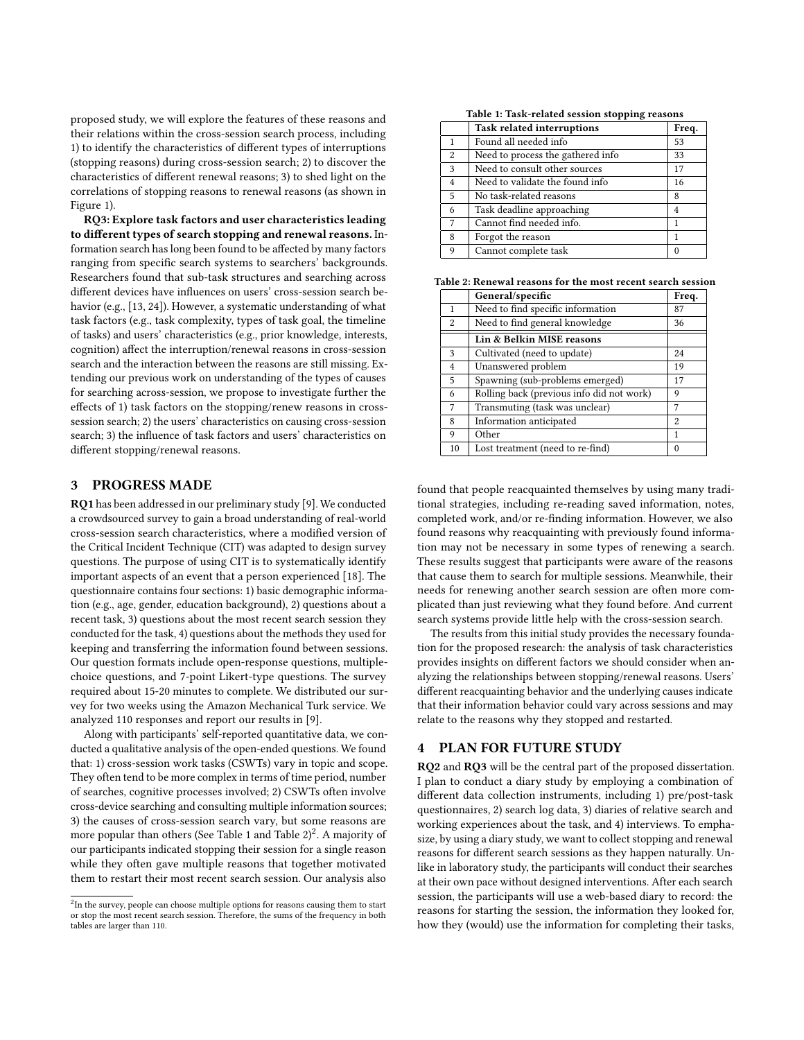proposed study, we will explore the features of these reasons and their relations within the cross-session search process, including 1) to identify the characteristics of different types of interruptions (stopping reasons) during cross-session search; 2) to discover the characteristics of different renewal reasons; 3) to shed light on the correlations of stopping reasons to renewal reasons (as shown in Figure 1).

**RQ3: Explore task factors and user characteristics leading to different types of search stopping and renewal reasons.** Information search has long been found to be affected by many factors ranging from specific search systems to searchers' backgrounds. Researchers found that sub-task structures and searching across different devices have influences on users' cross-session search behavior (e.g., [13, 24]). However, a systematic understanding of what task factors (e.g., task complexity, types of task goal, the timeline of tasks) and users' characteristics (e.g., prior knowledge, interests, cognition) affect the interruption/renewal reasons in cross-session search and the interaction between the reasons are still missing. Extending our previous work on understanding of the types of causes for searching across-session, we propose to investigate further the effects of 1) task factors on the stopping/renew reasons in cross-session search; 2) the users' characteristics on causing cross-session search; 3) the influence of task factors and users' characteristics on different stopping/renewal reasons.

## 3 PROGRESS MADE

**RQ1** has been addressed in our preliminary study [9]. We conducted a crowdsourced survey to gain a broad understanding of real-world cross-session search characteristics, where a modified version of the Critical Incident Technique (CIT) was adapted to design survey questions. The purpose of using CIT is to systematically identify important aspects of an event that a person experienced [18]. The questionnaire contains four sections: 1) basic demographic information (e.g., age, gender, education background), 2) questions about a recent task, 3) questions about the most recent search session they conducted for the task, 4) questions about the methods they used for keeping and transferring the information found between sessions. Our question formats include open-response questions, multiple-choice questions, and 7-point Likert-type questions. The survey required about 15-20 minutes to complete. We distributed our survey for two weeks using the Amazon Mechanical Turk service. We analyzed 110 responses and report our results in [9].

Along with participants' self-reported quantitative data, we conducted a qualitative analysis of the open-ended questions. We found that: 1) cross-session work tasks (CSWTs) vary in topic and scope. They often tend to be more complex in terms of time period, number of searches, cognitive processes involved; 2) CSWTs often involve cross-device searching and consulting multiple information sources; 3) the causes of cross-session search vary, but some reasons are more popular than others (See Table 1 and Table 2)[2]. A majority of our participants indicated stopping their session for a single reason while they often gave multiple reasons that together motivated them to restart their most recent search session. Our analysis also found that people reacquainted themselves by using many traditional strategies, including re-reading saved information, notes, completed work, and/or re-finding information. However, we also found reasons why reacquainting with previously found information may not be necessary in some types of renewing a search. These results suggest that participants were aware of the reasons that cause them to search for multiple sessions. Meanwhile, their needs for renewing another search session are often more complicated than just reviewing what they found before. And current search systems provide little help with the cross-session search.

The results from this initial study provides the necessary foundation for the proposed research: the analysis of task characteristics provides insights on different factors we should consider when analyzing the relationships between stopping/renewal reasons. Users' different reacquainting behavior and the underlying causes indicate that their information behavior could vary across sessions and may relate to the reasons why they stopped and restarted.

**Table 1: Task-related session stopping reasons**

| | Task related interruptions | Freq. |
|---|---|---|
| 1 | Found all needed info | 53 |
| 2 | Need to process the gathered info | 33 |
| 3 | Need to consult other sources | 17 |
| 4 | Need to validate the found info | 16 |
| 5 | No task-related reasons | 8 |
| 6 | Task deadline approaching | 4 |
| 7 | Cannot find needed info. | 1 |
| 8 | Forgot the reason | 1 |
| 9 | Cannot complete task | 0 |

**Table 2: Renewal reasons for the most recent search session**

| | General/specific | Freq. |
|---|---|---|
| 1 | Need to find specific information | 87 |
| 2 | Need to find general knowledge | 36 |
| | **Lin & Belkin MISE reasons** | |
| 3 | Cultivated (need to update) | 24 |
| 4 | Unanswered problem | 19 |
| 5 | Spawning (sub-problems emerged) | 17 |
| 6 | Rolling back (previous info did not work) | 9 |
| 7 | Transmuting (task was unclear) | 7 |
| 8 | Information anticipated | 2 |
| 9 | Other | 1 |
| 10 | Lost treatment (need to re-find) | 0 |

## 4 PLAN FOR FUTURE STUDY

**RQ2** and **RQ3** will be the central part of the proposed dissertation. I plan to conduct a diary study by employing a combination of different data collection instruments, including 1) pre/post-task questionnaires, 2) search log data, 3) diaries of relative search and working experiences about the task, and 4) interviews. To emphasize, by using a diary study, we want to collect stopping and renewal reasons for different search sessions as they happen naturally. Unlike in laboratory study, the participants will conduct their searches at their own pace without designed interventions. After each search session, the participants will use a web-based diary to record: the reasons for starting the session, the information they looked for, how they (would) use the information for completing their tasks,

[2] In the survey, people can choose multiple options for reasons causing them to start or stop the most recent search session. Therefore, the sums of the frequency in both tables are larger than 110.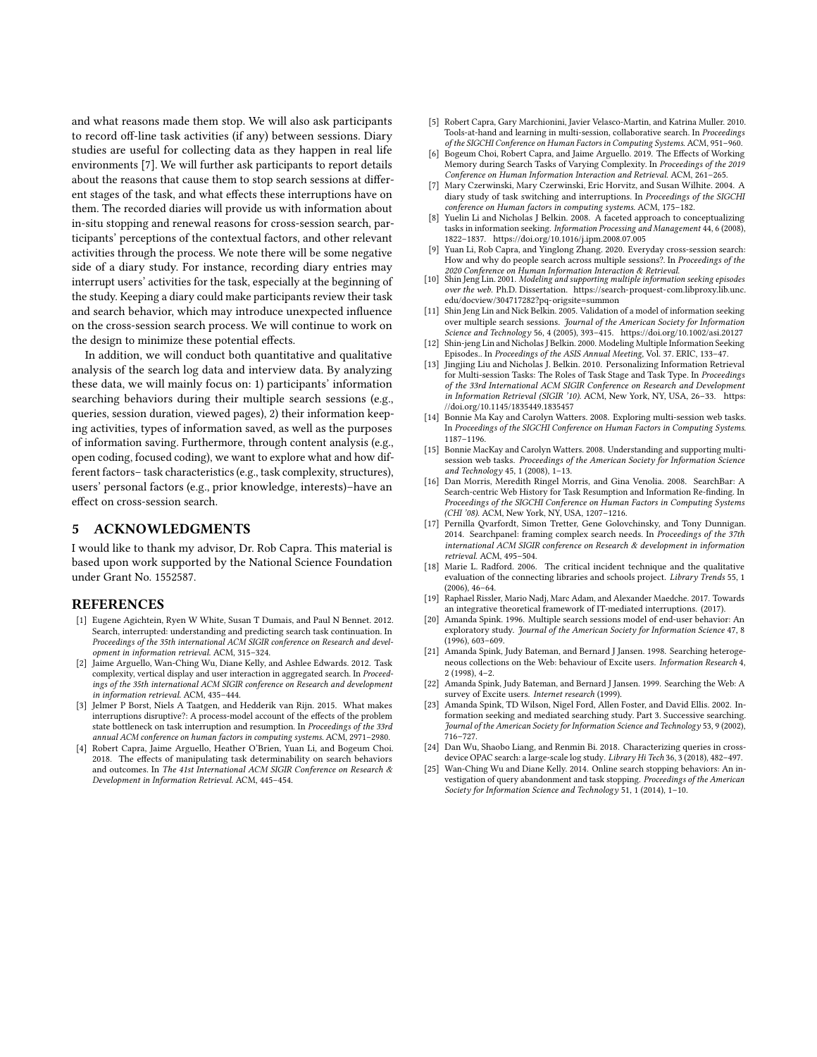and what reasons made them stop. We will also ask participants to record off-line task activities (if any) between sessions. Diary studies are useful for collecting data as they happen in real life environments [7]. We will further ask participants to report details about the reasons that cause them to stop search sessions at different stages of the task, and what effects these interruptions have on them. The recorded diaries will provide us with information about in-situ stopping and renewal reasons for cross-session search, participants' perceptions of the contextual factors, and other relevant activities through the process. We note there will be some negative side of a diary study. For instance, recording diary entries may interrupt users' activities for the task, especially at the beginning of the study. Keeping a diary could make participants review their task and search behavior, which may introduce unexpected influence on the cross-session search process. We will continue to work on the design to minimize these potential effects.

In addition, we will conduct both quantitative and qualitative analysis of the search log data and interview data. By analyzing these data, we will mainly focus on: 1) participants' information searching behaviors during their multiple search sessions (e.g., queries, session duration, viewed pages), 2) their information keeping activities, types of information saved, as well as the purposes of information saving. Furthermore, through content analysis (e.g., open coding, focused coding), we want to explore what and how different factors– task characteristics (e.g., task complexity, structures), users' personal factors (e.g., prior knowledge, interests)–have an effect on cross-session search.

## 5 ACKNOWLEDGMENTS

I would like to thank my advisor, Dr. Rob Capra. This material is based upon work supported by the National Science Foundation under Grant No. 1552587.

## REFERENCES

[1] Eugene Agichtein, Ryen W White, Susan T Dumais, and Paul N Bennet. 2012. Search, interrupted: understanding and predicting search task continuation. In *Proceedings of the 35th international ACM SIGIR conference on Research and development in information retrieval*. ACM, 315–324.

[2] Jaime Arguello, Wan-Ching Wu, Diane Kelly, and Ashlee Edwards. 2012. Task complexity, vertical display and user interaction in aggregated search. In *Proceedings of the 35th international ACM SIGIR conference on Research and development in information retrieval*. ACM, 435–444.

[3] Jelmer P Borst, Niels A Taatgen, and Hedderik van Rijn. 2015. What makes interruptions disruptive?: A process-model account of the effects of the problem state bottleneck on task interruption and resumption. In *Proceedings of the 33rd annual ACM conference on human factors in computing systems*. ACM, 2971–2980.

[4] Robert Capra, Jaime Arguello, Heather O'Brien, Yuan Li, and Bogeum Choi. 2018. The effects of manipulating task determinability on search behaviors and outcomes. In *The 41st International ACM SIGIR Conference on Research & Development in Information Retrieval*. ACM, 445–454.

[5] Robert Capra, Gary Marchionini, Javier Velasco-Martin, and Katrina Muller. 2010. Tools-at-hand and learning in multi-session, collaborative search. In *Proceedings of the SIGCHI Conference on Human Factors in Computing Systems*. ACM, 951–960.

[6] Bogeum Choi, Robert Capra, and Jaime Arguello. 2019. The Effects of Working Memory during Search Tasks of Varying Complexity. In *Proceedings of the 2019 Conference on Human Information Interaction and Retrieval*. ACM, 261–265.

[7] Mary Czerwinski, Mary Czerwinski, Eric Horvitz, and Susan Wilhite. 2004. A diary study of task switching and interruptions. In *Proceedings of the SIGCHI conference on Human factors in computing systems*. ACM, 175–182.

[8] Yuelin Li and Nicholas J Belkin. 2008. A faceted approach to conceptualizing tasks in information seeking. *Information Processing and Management* 44, 6 (2008), 1822–1837. https://doi.org/10.1016/j.ipm.2008.07.005

[9] Yuan Li, Rob Capra, and Yinglong Zhang. 2020. Everyday cross-session search: How and why do people search across multiple sessions?. In *Proceedings of the 2020 Conference on Human Information Interaction & Retrieval*.

[10] Shin Jeng Lin. 2001. *Modeling and supporting multiple information seeking episodes over the web*. Ph.D. Dissertation. https://search-proquest-com.libproxy.lib.unc.edu/docview/304717282?pq-origsite=summon

[11] Shin Jeng Lin and Nick Belkin. 2005. Validation of a model of information seeking over multiple search sessions. *Journal of the American Society for Information Science and Technology* 56, 4 (2005), 393–415. https://doi.org/10.1002/asi.20127

[12] Shin-jeng Lin and Nicholas J Belkin. 2000. Modeling Multiple Information Seeking Episodes.. In *Proceedings of the ASIS Annual Meeting*, Vol. 37. ERIC, 133–47.

[13] Jingjing Liu and Nicholas J. Belkin. 2010. Personalizing Information Retrieval for Multi-session Tasks: The Roles of Task Stage and Task Type. In *Proceedings of the 33rd International ACM SIGIR Conference on Research and Development in Information Retrieval (SIGIR '10)*. ACM, New York, NY, USA, 26–33. https://doi.org/10.1145/1835449.1835457

[14] Bonnie Ma Kay and Carolyn Watters. 2008. Exploring multi-session web tasks. In *Proceedings of the SIGCHI Conference on Human Factors in Computing Systems*. 1187–1196.

[15] Bonnie MacKay and Carolyn Watters. 2008. Understanding and supporting multi-session web tasks. *Proceedings of the American Society for Information Science and Technology* 45, 1 (2008), 1–13.

[16] Dan Morris, Meredith Ringel Morris, and Gina Venolia. 2008. SearchBar: A Search-centric Web History for Task Resumption and Information Re-finding. In *Proceedings of the SIGCHI Conference on Human Factors in Computing Systems (CHI '08)*. ACM, New York, NY, USA, 1207–1216.

[17] Pernilla Qvarfordt, Simon Tretter, Gene Golovchinsky, and Tony Dunnigan. 2014. Searchpanel: framing complex search needs. In *Proceedings of the 37th international ACM SIGIR conference on Research & development in information retrieval*. ACM, 495–504.

[18] Marie L. Radford. 2006. The critical incident technique and the qualitative evaluation of the connecting libraries and schools project. *Library Trends* 55, 1 (2006), 46–64.

[19] Raphael Rissler, Mario Nadj, Marc Adam, and Alexander Maedche. 2017. Towards an integrative theoretical framework of IT-mediated interruptions. (2017).

[20] Amanda Spink. 1996. Multiple search sessions model of end-user behavior: An exploratory study. *Journal of the American Society for Information Science* 47, 8 (1996), 603–609.

[21] Amanda Spink, Judy Bateman, and Bernard J Jansen. 1998. Searching heterogeneous collections on the Web: behaviour of Excite users. *Information Research* 4, 2 (1998), 4–2.

[22] Amanda Spink, Judy Bateman, and Bernard J Jansen. 1999. Searching the Web: A survey of Excite users. *Internet research* (1999).

[23] Amanda Spink, TD Wilson, Nigel Ford, Allen Foster, and David Ellis. 2002. Information seeking and mediated searching study. Part 3. Successive searching. *Journal of the American Society for Information Science and Technology* 53, 9 (2002), 716–727.

[24] Dan Wu, Shaobo Liang, and Renmin Bi. 2018. Characterizing queries in cross-device OPAC search: a large-scale log study. *Library Hi Tech* 36, 3 (2018), 482–497.

[25] Wan-Ching Wu and Diane Kelly. 2014. Online search stopping behaviors: An investigation of query abandonment and task stopping. *Proceedings of the American Society for Information Science and Technology* 51, 1 (2014), 1–10.